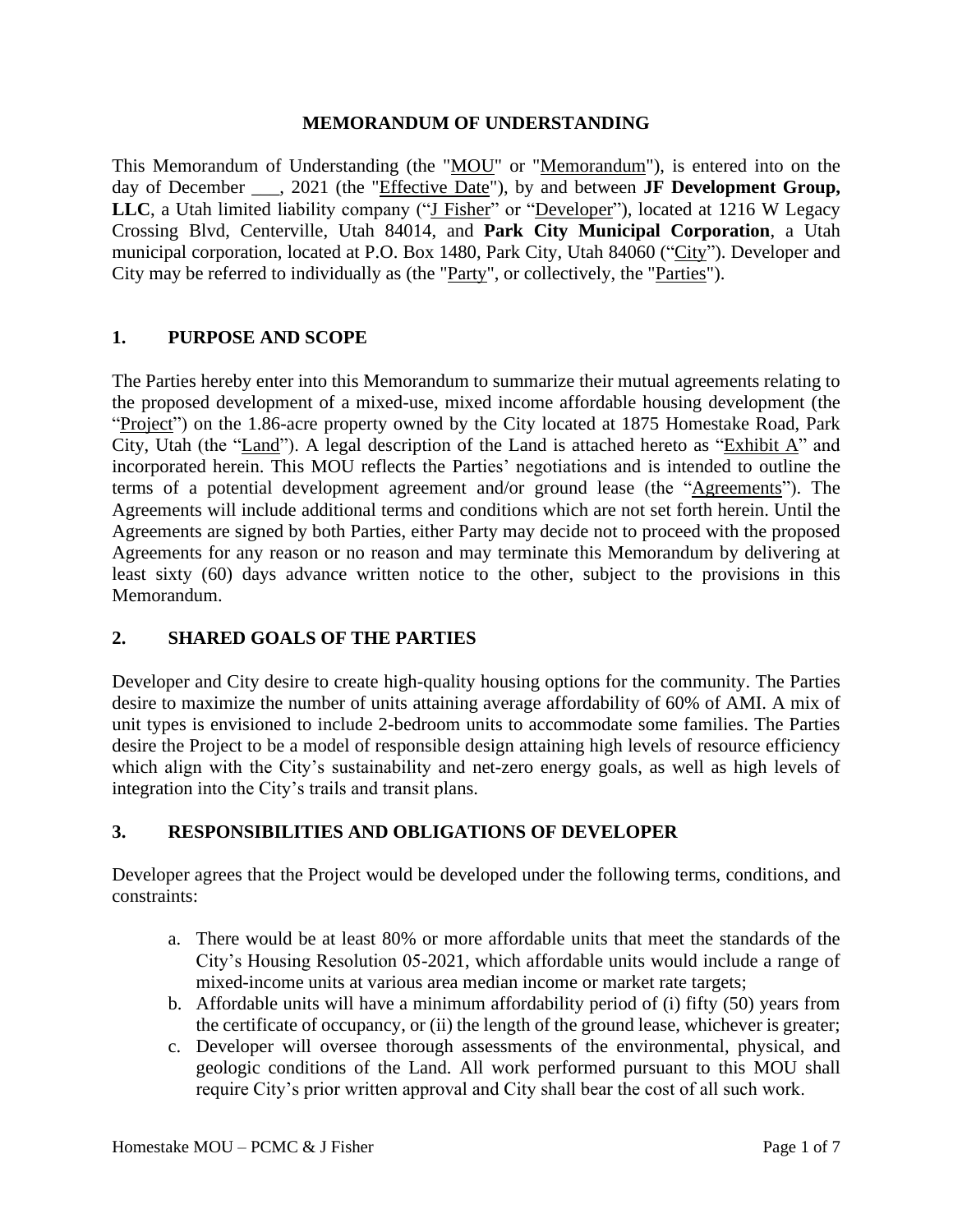**MEMORANDUM OF UNDERSTANDING**

This Memorandum of Understanding (the "MOU" or "Memorandum"), is entered into on the day of December ___, 2021 (the "Effective Date"), by and between **JF Development Group, LLC**, a Utah limited liability company ("J Fisher" or "Developer"), located at 1216 W Legacy Crossing Blvd, Centerville, Utah 84014, and **Park City Municipal Corporation**, a Utah municipal corporation, located at P.O. Box 1480, Park City, Utah 84060 ("City"). Developer and City may be referred to individually as (the "Party", or collectively, the "Parties").

## 1. PURPOSE AND SCOPE

The Parties hereby enter into this Memorandum to summarize their mutual agreements relating to the proposed development of a mixed-use, mixed income affordable housing development (the "Project") on the 1.86-acre property owned by the City located at 1875 Homestake Road, Park City, Utah (the "Land"). A legal description of the Land is attached hereto as "Exhibit A" and incorporated herein. This MOU reflects the Parties' negotiations and is intended to outline the terms of a potential development agreement and/or ground lease (the "Agreements"). The Agreements will include additional terms and conditions which are not set forth herein. Until the Agreements are signed by both Parties, either Party may decide not to proceed with the proposed Agreements for any reason or no reason and may terminate this Memorandum by delivering at least sixty (60) days advance written notice to the other, subject to the provisions in this Memorandum.

## 2. SHARED GOALS OF THE PARTIES

Developer and City desire to create high-quality housing options for the community. The Parties desire to maximize the number of units attaining average affordability of 60% of AMI. A mix of unit types is envisioned to include 2-bedroom units to accommodate some families. The Parties desire the Project to be a model of responsible design attaining high levels of resource efficiency which align with the City's sustainability and net-zero energy goals, as well as high levels of integration into the City's trails and transit plans.

## 3. RESPONSIBILITIES AND OBLIGATIONS OF DEVELOPER

Developer agrees that the Project would be developed under the following terms, conditions, and constraints:

a. There would be at least 80% or more affordable units that meet the standards of the City's Housing Resolution 05-2021, which affordable units would include a range of mixed-income units at various area median income or market rate targets;

b. Affordable units will have a minimum affordability period of (i) fifty (50) years from the certificate of occupancy, or (ii) the length of the ground lease, whichever is greater;

c. Developer will oversee thorough assessments of the environmental, physical, and geologic conditions of the Land. All work performed pursuant to this MOU shall require City's prior written approval and City shall bear the cost of all such work.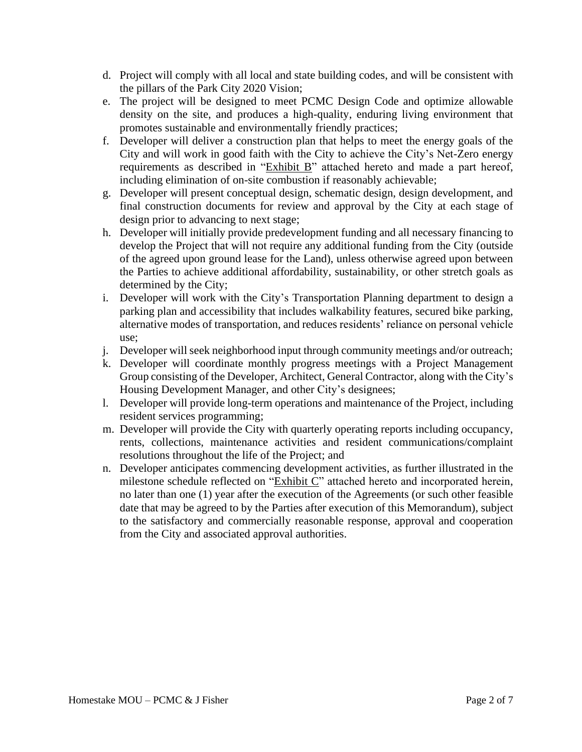d. Project will comply with all local and state building codes, and will be consistent with the pillars of the Park City 2020 Vision;

e. The project will be designed to meet PCMC Design Code and optimize allowable density on the site, and produces a high-quality, enduring living environment that promotes sustainable and environmentally friendly practices;

f. Developer will deliver a construction plan that helps to meet the energy goals of the City and will work in good faith with the City to achieve the City's Net-Zero energy requirements as described in "Exhibit B" attached hereto and made a part hereof, including elimination of on-site combustion if reasonably achievable;

g. Developer will present conceptual design, schematic design, design development, and final construction documents for review and approval by the City at each stage of design prior to advancing to next stage;

h. Developer will initially provide predevelopment funding and all necessary financing to develop the Project that will not require any additional funding from the City (outside of the agreed upon ground lease for the Land), unless otherwise agreed upon between the Parties to achieve additional affordability, sustainability, or other stretch goals as determined by the City;

i. Developer will work with the City's Transportation Planning department to design a parking plan and accessibility that includes walkability features, secured bike parking, alternative modes of transportation, and reduces residents' reliance on personal vehicle use;

j. Developer will seek neighborhood input through community meetings and/or outreach;

k. Developer will coordinate monthly progress meetings with a Project Management Group consisting of the Developer, Architect, General Contractor, along with the City's Housing Development Manager, and other City's designees;

l. Developer will provide long-term operations and maintenance of the Project, including resident services programming;

m. Developer will provide the City with quarterly operating reports including occupancy, rents, collections, maintenance activities and resident communications/complaint resolutions throughout the life of the Project; and

n. Developer anticipates commencing development activities, as further illustrated in the milestone schedule reflected on "Exhibit C" attached hereto and incorporated herein, no later than one (1) year after the execution of the Agreements (or such other feasible date that may be agreed to by the Parties after execution of this Memorandum), subject to the satisfactory and commercially reasonable response, approval and cooperation from the City and associated approval authorities.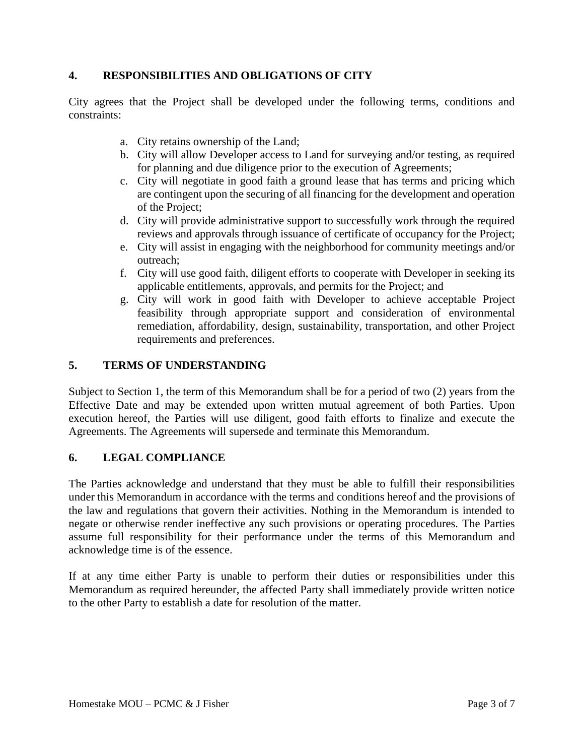## 4. RESPONSIBILITIES AND OBLIGATIONS OF CITY

City agrees that the Project shall be developed under the following terms, conditions and constraints:

a. City retains ownership of the Land;
b. City will allow Developer access to Land for surveying and/or testing, as required for planning and due diligence prior to the execution of Agreements;
c. City will negotiate in good faith a ground lease that has terms and pricing which are contingent upon the securing of all financing for the development and operation of the Project;
d. City will provide administrative support to successfully work through the required reviews and approvals through issuance of certificate of occupancy for the Project;
e. City will assist in engaging with the neighborhood for community meetings and/or outreach;
f. City will use good faith, diligent efforts to cooperate with Developer in seeking its applicable entitlements, approvals, and permits for the Project; and
g. City will work in good faith with Developer to achieve acceptable Project feasibility through appropriate support and consideration of environmental remediation, affordability, design, sustainability, transportation, and other Project requirements and preferences.

## 5. TERMS OF UNDERSTANDING

Subject to Section 1, the term of this Memorandum shall be for a period of two (2) years from the Effective Date and may be extended upon written mutual agreement of both Parties. Upon execution hereof, the Parties will use diligent, good faith efforts to finalize and execute the Agreements. The Agreements will supersede and terminate this Memorandum.

## 6. LEGAL COMPLIANCE

The Parties acknowledge and understand that they must be able to fulfill their responsibilities under this Memorandum in accordance with the terms and conditions hereof and the provisions of the law and regulations that govern their activities. Nothing in the Memorandum is intended to negate or otherwise render ineffective any such provisions or operating procedures. The Parties assume full responsibility for their performance under the terms of this Memorandum and acknowledge time is of the essence.

If at any time either Party is unable to perform their duties or responsibilities under this Memorandum as required hereunder, the affected Party shall immediately provide written notice to the other Party to establish a date for resolution of the matter.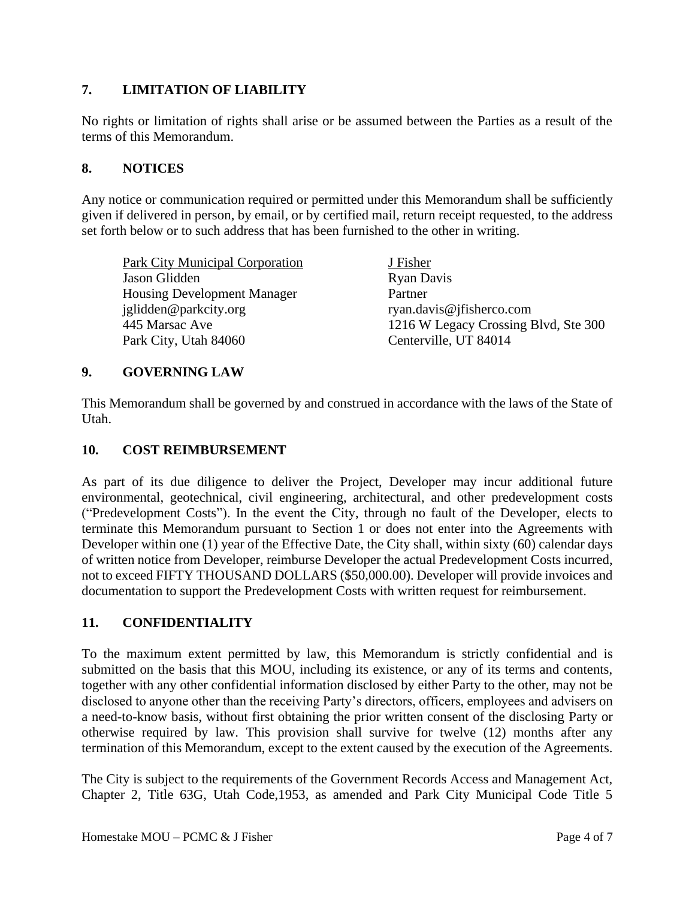## 7. LIMITATION OF LIABILITY

No rights or limitation of rights shall arise or be assumed between the Parties as a result of the terms of this Memorandum.

## 8. NOTICES

Any notice or communication required or permitted under this Memorandum shall be sufficiently given if delivered in person, by email, or by certified mail, return receipt requested, to the address set forth below or to such address that has been furnished to the other in writing.

| Park City Municipal Corporation | J Fisher |
|---|---|
| Jason Glidden | Ryan Davis |
| Housing Development Manager | Partner |
| jglidden@parkcity.org | ryan.davis@jfisherco.com |
| 445 Marsac Ave | 1216 W Legacy Crossing Blvd, Ste 300 |
| Park City, Utah 84060 | Centerville, UT 84014 |

## 9. GOVERNING LAW

This Memorandum shall be governed by and construed in accordance with the laws of the State of Utah.

## 10. COST REIMBURSEMENT

As part of its due diligence to deliver the Project, Developer may incur additional future environmental, geotechnical, civil engineering, architectural, and other predevelopment costs ("Predevelopment Costs"). In the event the City, through no fault of the Developer, elects to terminate this Memorandum pursuant to Section 1 or does not enter into the Agreements with Developer within one (1) year of the Effective Date, the City shall, within sixty (60) calendar days of written notice from Developer, reimburse Developer the actual Predevelopment Costs incurred, not to exceed FIFTY THOUSAND DOLLARS ($50,000.00). Developer will provide invoices and documentation to support the Predevelopment Costs with written request for reimbursement.

## 11. CONFIDENTIALITY

To the maximum extent permitted by law, this Memorandum is strictly confidential and is submitted on the basis that this MOU, including its existence, or any of its terms and contents, together with any other confidential information disclosed by either Party to the other, may not be disclosed to anyone other than the receiving Party's directors, officers, employees and advisers on a need-to-know basis, without first obtaining the prior written consent of the disclosing Party or otherwise required by law. This provision shall survive for twelve (12) months after any termination of this Memorandum, except to the extent caused by the execution of the Agreements.

The City is subject to the requirements of the Government Records Access and Management Act, Chapter 2, Title 63G, Utah Code,1953, as amended and Park City Municipal Code Title 5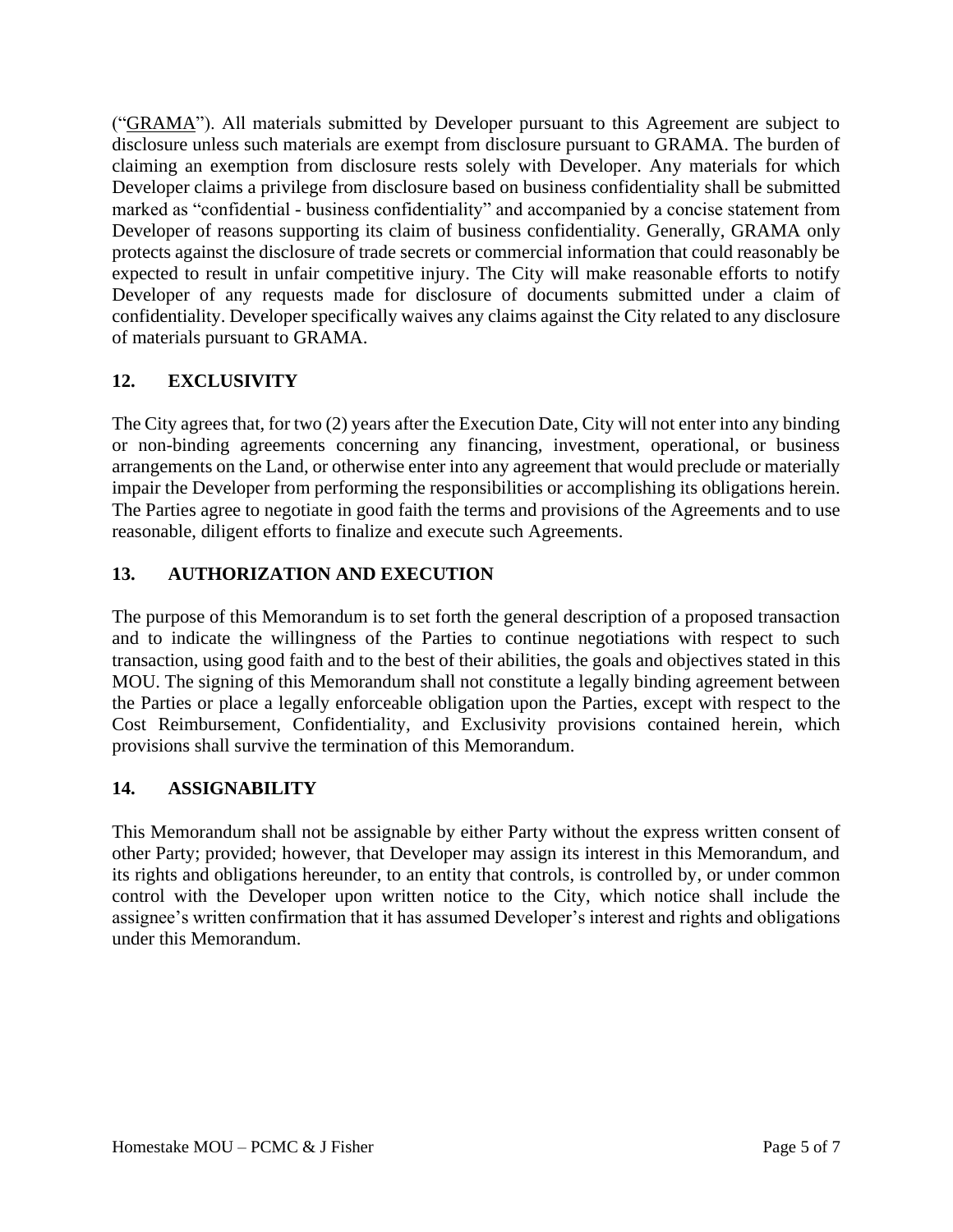("GRAMA"). All materials submitted by Developer pursuant to this Agreement are subject to disclosure unless such materials are exempt from disclosure pursuant to GRAMA. The burden of claiming an exemption from disclosure rests solely with Developer. Any materials for which Developer claims a privilege from disclosure based on business confidentiality shall be submitted marked as "confidential - business confidentiality" and accompanied by a concise statement from Developer of reasons supporting its claim of business confidentiality. Generally, GRAMA only protects against the disclosure of trade secrets or commercial information that could reasonably be expected to result in unfair competitive injury. The City will make reasonable efforts to notify Developer of any requests made for disclosure of documents submitted under a claim of confidentiality. Developer specifically waives any claims against the City related to any disclosure of materials pursuant to GRAMA.

## 12. EXCLUSIVITY

The City agrees that, for two (2) years after the Execution Date, City will not enter into any binding or non-binding agreements concerning any financing, investment, operational, or business arrangements on the Land, or otherwise enter into any agreement that would preclude or materially impair the Developer from performing the responsibilities or accomplishing its obligations herein. The Parties agree to negotiate in good faith the terms and provisions of the Agreements and to use reasonable, diligent efforts to finalize and execute such Agreements.

## 13. AUTHORIZATION AND EXECUTION

The purpose of this Memorandum is to set forth the general description of a proposed transaction and to indicate the willingness of the Parties to continue negotiations with respect to such transaction, using good faith and to the best of their abilities, the goals and objectives stated in this MOU. The signing of this Memorandum shall not constitute a legally binding agreement between the Parties or place a legally enforceable obligation upon the Parties, except with respect to the Cost Reimbursement, Confidentiality, and Exclusivity provisions contained herein, which provisions shall survive the termination of this Memorandum.

## 14. ASSIGNABILITY

This Memorandum shall not be assignable by either Party without the express written consent of other Party; provided; however, that Developer may assign its interest in this Memorandum, and its rights and obligations hereunder, to an entity that controls, is controlled by, or under common control with the Developer upon written notice to the City, which notice shall include the assignee's written confirmation that it has assumed Developer's interest and rights and obligations under this Memorandum.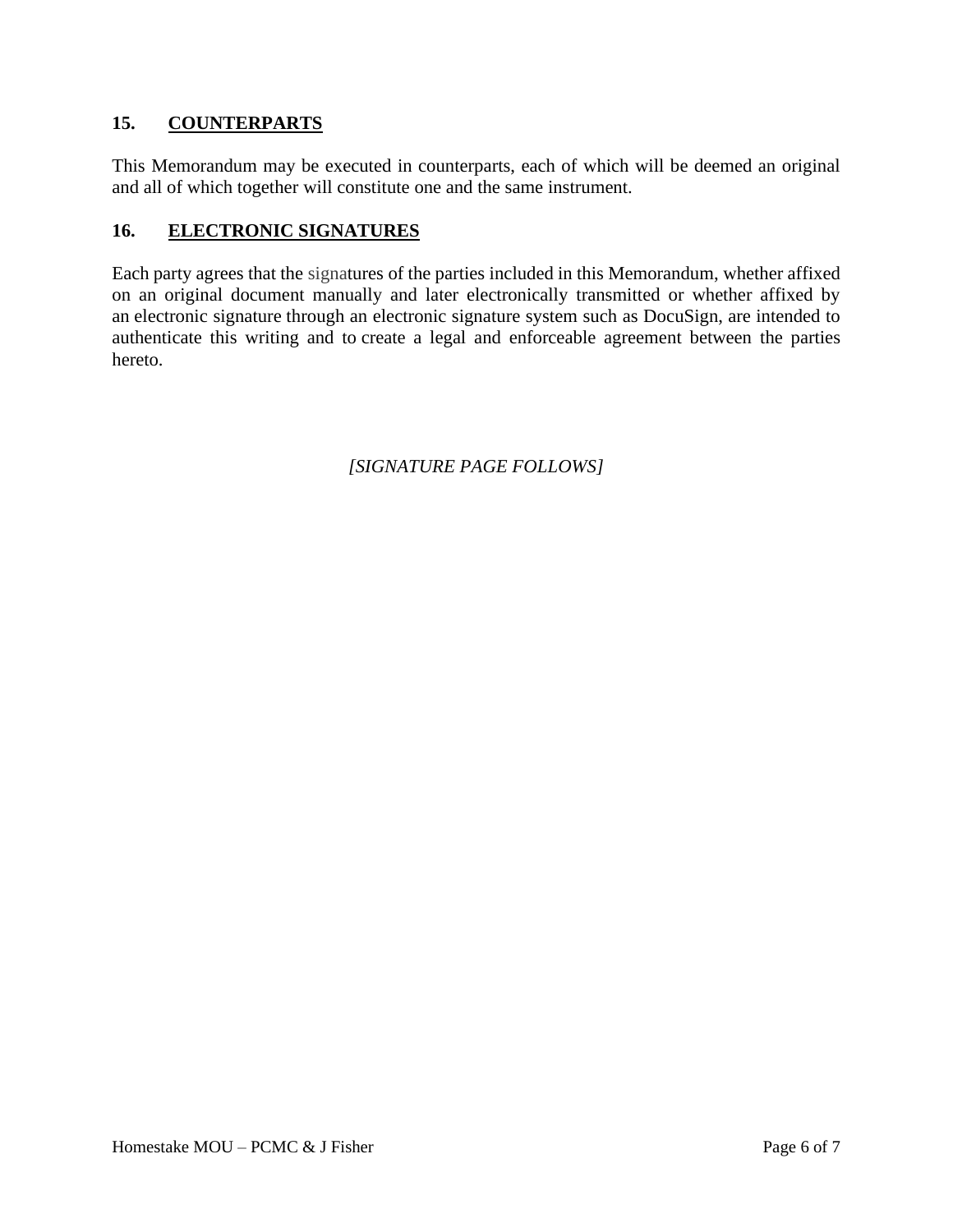## 15. COUNTERPARTS

This Memorandum may be executed in counterparts, each of which will be deemed an original and all of which together will constitute one and the same instrument.

## 16. ELECTRONIC SIGNATURES

Each party agrees that the signatures of the parties included in this Memorandum, whether affixed on an original document manually and later electronically transmitted or whether affixed by an electronic signature through an electronic signature system such as DocuSign, are intended to authenticate this writing and to create a legal and enforceable agreement between the parties hereto.

*[SIGNATURE PAGE FOLLOWS]*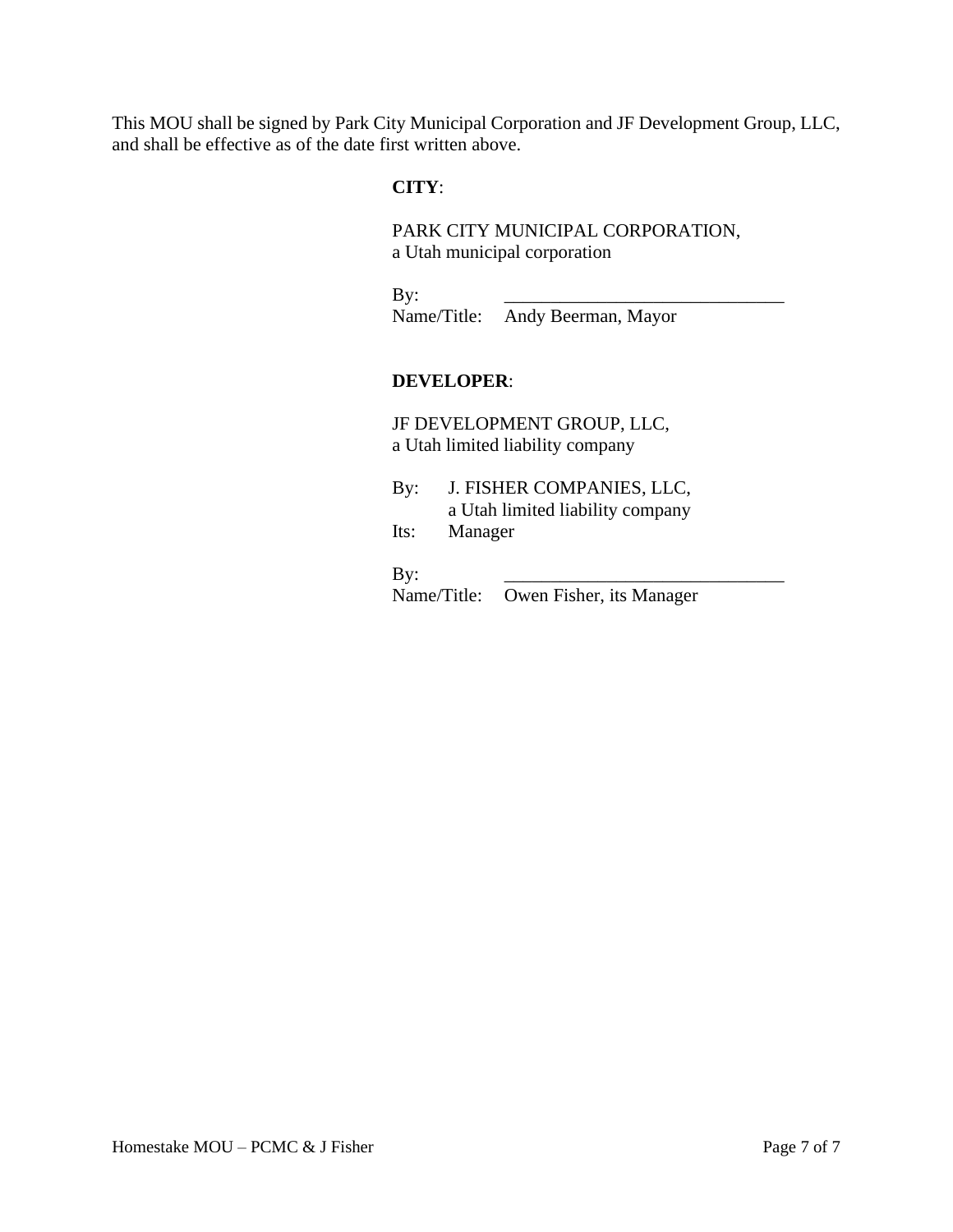This MOU shall be signed by Park City Municipal Corporation and JF Development Group, LLC, and shall be effective as of the date first written above.

**CITY**:

PARK CITY MUNICIPAL CORPORATION,
a Utah municipal corporation

By: ______________________________
Name/Title: Andy Beerman, Mayor

**DEVELOPER**:

JF DEVELOPMENT GROUP, LLC,
a Utah limited liability company

By: J. FISHER COMPANIES, LLC,
a Utah limited liability company
Its: Manager

By: ______________________________
Name/Title: Owen Fisher, its Manager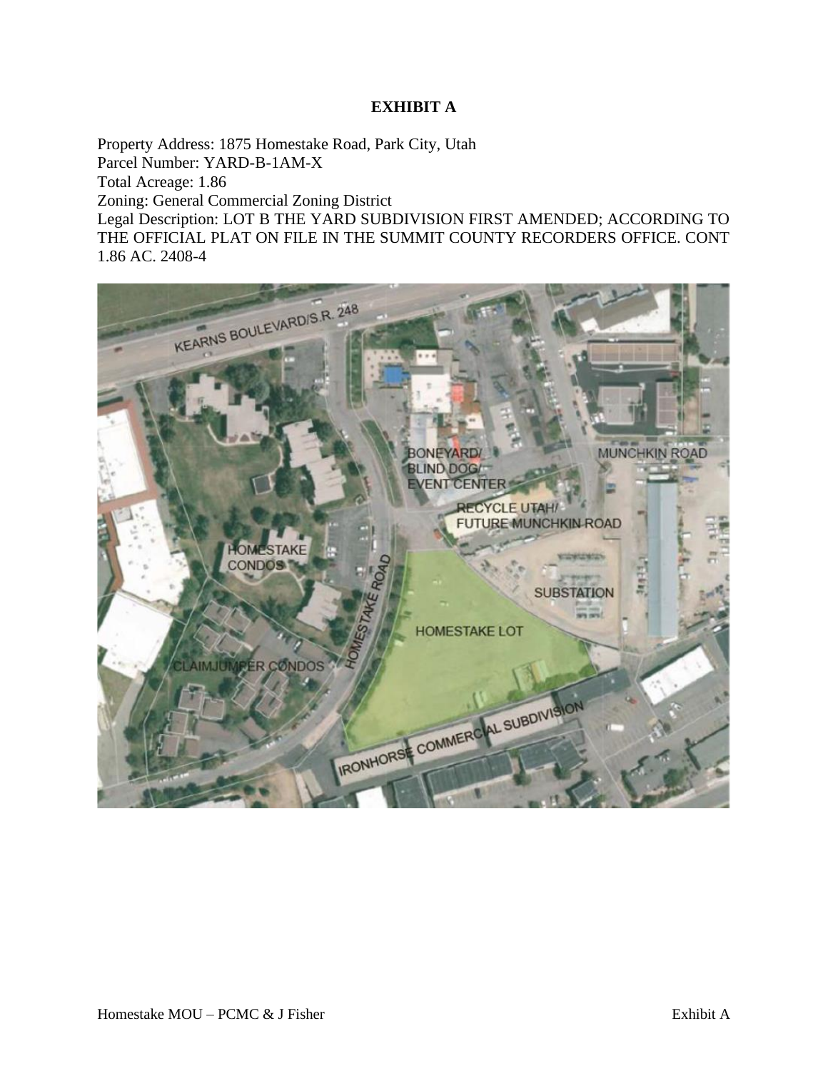# EXHIBIT A

Property Address: 1875 Homestake Road, Park City, Utah
Parcel Number: YARD-B-1AM-X
Total Acreage: 1.86
Zoning: General Commercial Zoning District
Legal Description: LOT B THE YARD SUBDIVISION FIRST AMENDED; ACCORDING TO THE OFFICIAL PLAT ON FILE IN THE SUMMIT COUNTY RECORDERS OFFICE. CONT 1.86 AC. 2408-4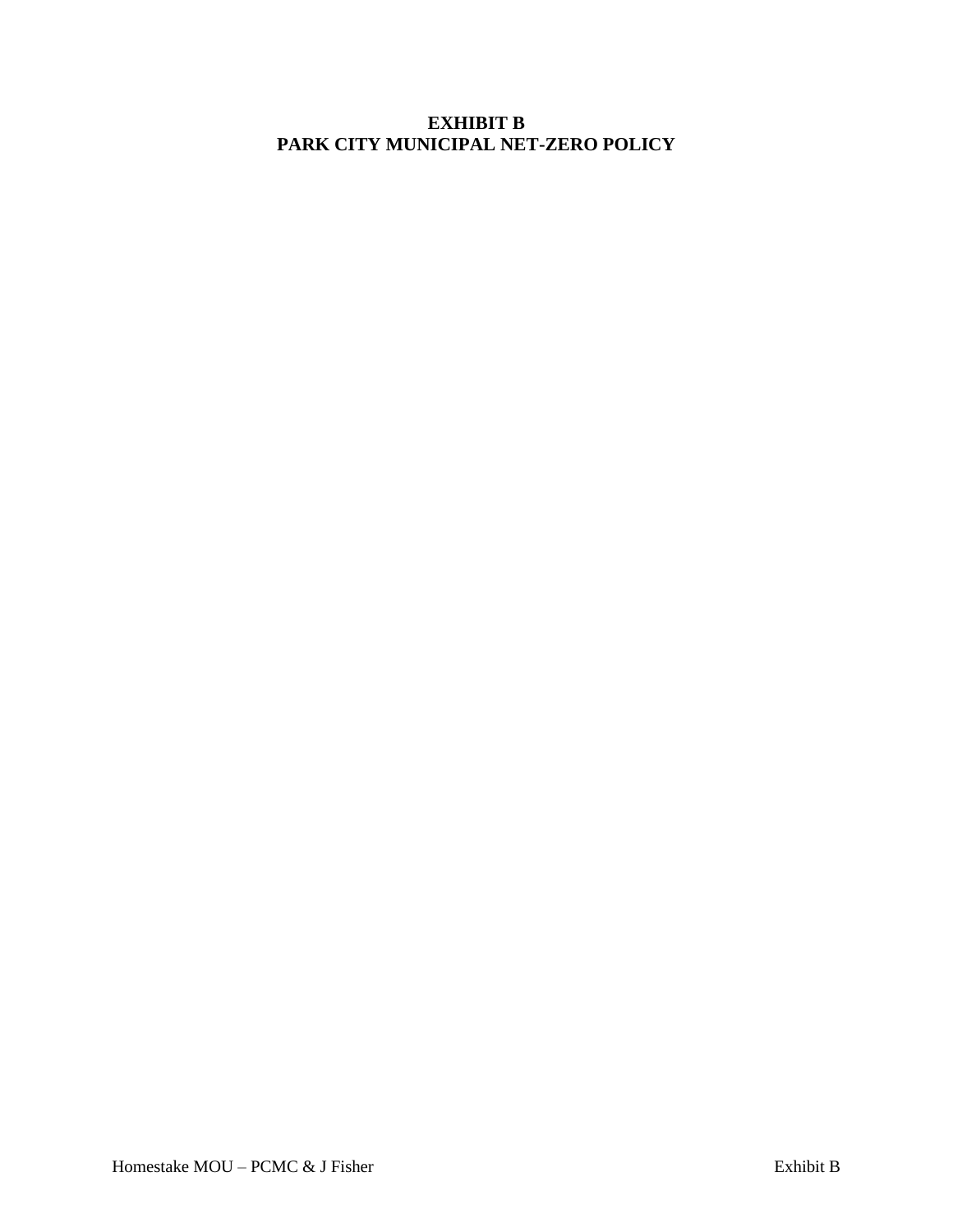# EXHIBIT B
# PARK CITY MUNICIPAL NET-ZERO POLICY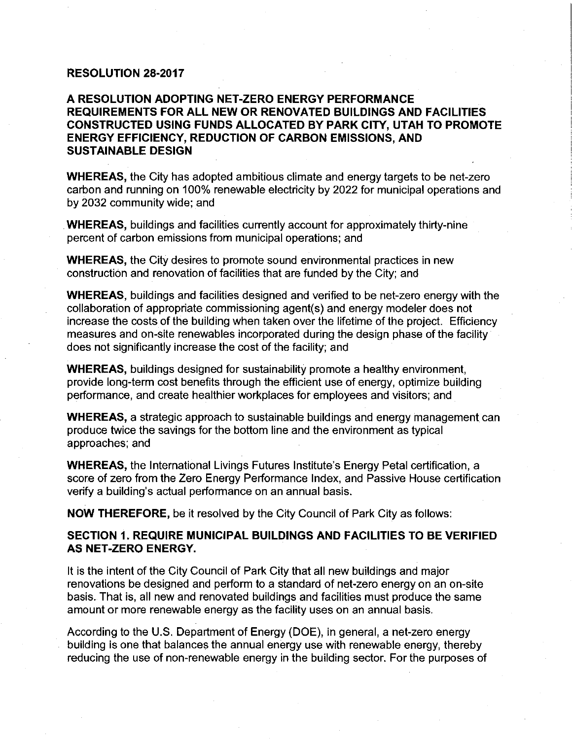**RESOLUTION 28-2017**

**A RESOLUTION ADOPTING NET-ZERO ENERGY PERFORMANCE REQUIREMENTS FOR ALL NEW OR RENOVATED BUILDINGS AND FACILITIES CONSTRUCTED USING FUNDS ALLOCATED BY PARK CITY, UTAH TO PROMOTE ENERGY EFFICIENCY, REDUCTION OF CARBON EMISSIONS, AND SUSTAINABLE DESIGN**

**WHEREAS,** the City has adopted ambitious climate and energy targets to be net-zero carbon and running on 100% renewable electricity by 2022 for municipal operations and by 2032 community wide; and

**WHEREAS,** buildings and facilities currently account for approximately thirty-nine percent of carbon emissions from municipal operations; and

**WHEREAS,** the City desires to promote sound environmental practices in new construction and renovation of facilities that are funded by the City; and

**WHEREAS**, buildings and facilities designed and verified to be net-zero energy with the collaboration of appropriate commissioning agent(s) and energy modeler does not increase the costs of the building when taken over the lifetime of the project. Efficiency measures and on-site renewables incorporated during the design phase of the facility does not significantly increase the cost of the facility; and

**WHEREAS,** buildings designed for sustainability promote a healthy environment, provide long-term cost benefits through the efficient use of energy, optimize building performance, and create healthier workplaces for employees and visitors; and

**WHEREAS,** a strategic approach to sustainable buildings and energy management can produce twice the savings for the bottom line and the environment as typical approaches; and

**WHEREAS,** the International Livings Futures Institute's Energy Petal certification, a score of zero from the Zero Energy Performance Index, and Passive House certification verify a building's actual performance on an annual basis.

**NOW THEREFORE,** be it resolved by the City Council of Park City as follows:

**SECTION 1. REQUIRE MUNICIPAL BUILDINGS AND FACILITIES TO BE VERIFIED AS NET-ZERO ENERGY.**

It is the intent of the City Council of Park City that all new buildings and major renovations be designed and perform to a standard of net-zero energy on an on-site basis. That is, all new and renovated buildings and facilities must produce the same amount or more renewable energy as the facility uses on an annual basis.

According to the U.S. Department of Energy (DOE), in general, a net-zero energy building is one that balances the annual energy use with renewable energy, thereby reducing the use of non-renewable energy in the building sector. For the purposes of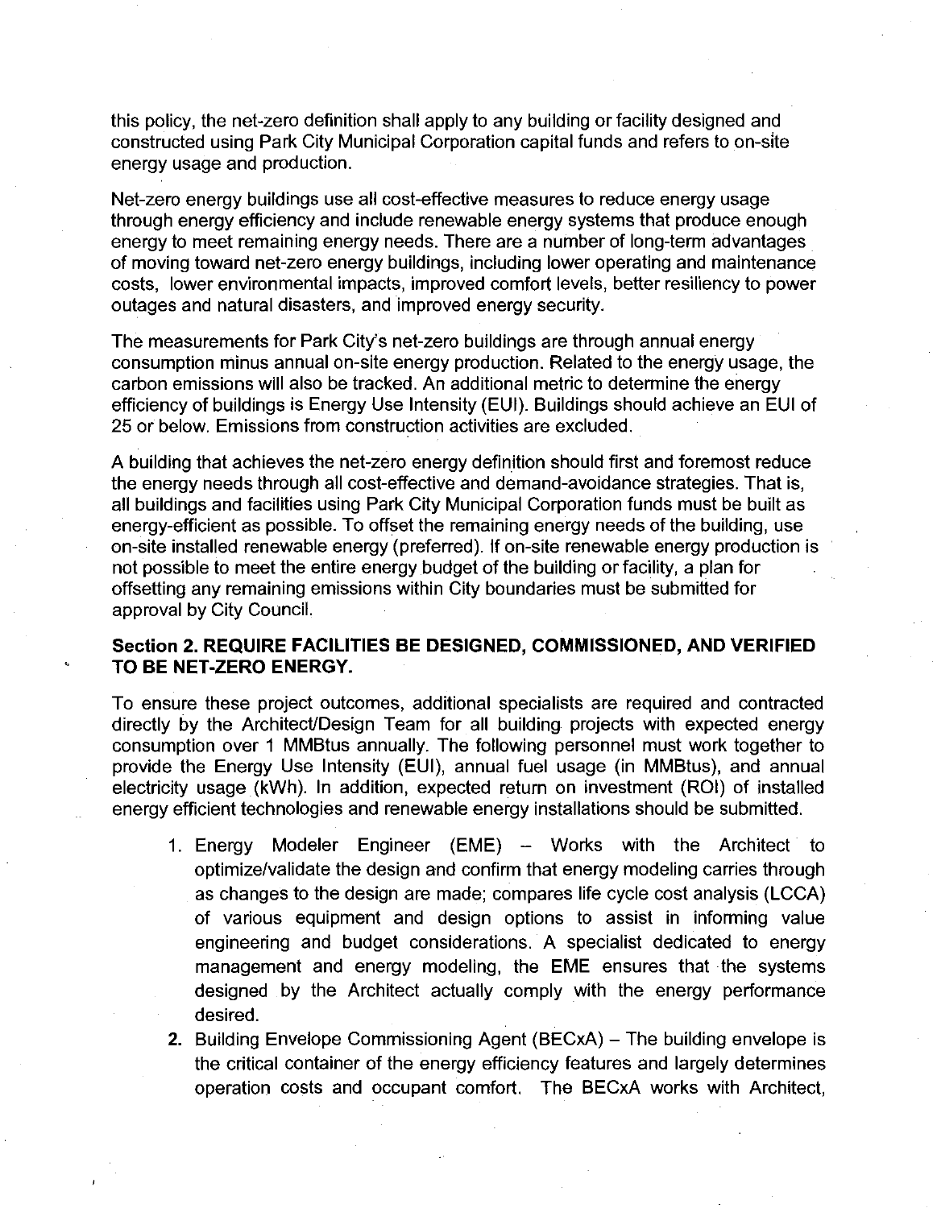this policy, the net-zero definition shall apply to any building or facility designed and constructed using Park City Municipal Corporation capital funds and refers to on-site energy usage and production.

Net-zero energy buildings use all cost-effective measures to reduce energy usage through energy efficiency and include renewable energy systems that produce enough energy to meet remaining energy needs. There are a number of long-term advantages of moving toward net-zero energy buildings, including lower operating and maintenance costs, lower environmental impacts, improved comfort levels, better resiliency to power outages and natural disasters, and improved energy security.

The measurements for Park City's net-zero buildings are through annual energy consumption minus annual on-site energy production. Related to the energy usage, the carbon emissions will also be tracked. An additional metric to determine the energy efficiency of buildings is Energy Use Intensity (EUI). Buildings should achieve an EUI of 25 or below. Emissions from construction activities are excluded.

A building that achieves the net-zero energy definition should first and foremost reduce the energy needs through all cost-effective and demand-avoidance strategies. That is, all buildings and facilities using Park City Municipal Corporation funds must be built as energy-efficient as possible. To offset the remaining energy needs of the building, use on-site installed renewable energy (preferred). If on-site renewable energy production is not possible to meet the entire energy budget of the building or facility, a plan for offsetting any remaining emissions within City boundaries must be submitted for approval by City Council.

## Section 2. REQUIRE FACILITIES BE DESIGNED, COMMISSIONED, AND VERIFIED TO BE NET-ZERO ENERGY.

To ensure these project outcomes, additional specialists are required and contracted directly by the Architect/Design Team for all building projects with expected energy consumption over 1 MMBtus annually. The following personnel must work together to provide the Energy Use Intensity (EUI), annual fuel usage (in MMBtus), and annual electricity usage (kWh). In addition, expected return on investment (ROI) of installed energy efficient technologies and renewable energy installations should be submitted.

1. Energy Modeler Engineer (EME) – Works with the Architect to optimize/validate the design and confirm that energy modeling carries through as changes to the design are made; compares life cycle cost analysis (LCCA) of various equipment and design options to assist in informing value engineering and budget considerations. A specialist dedicated to energy management and energy modeling, the EME ensures that the systems designed by the Architect actually comply with the energy performance desired.
2. Building Envelope Commissioning Agent (BECxA) – The building envelope is the critical container of the energy efficiency features and largely determines operation costs and occupant comfort. The BECxA works with Architect,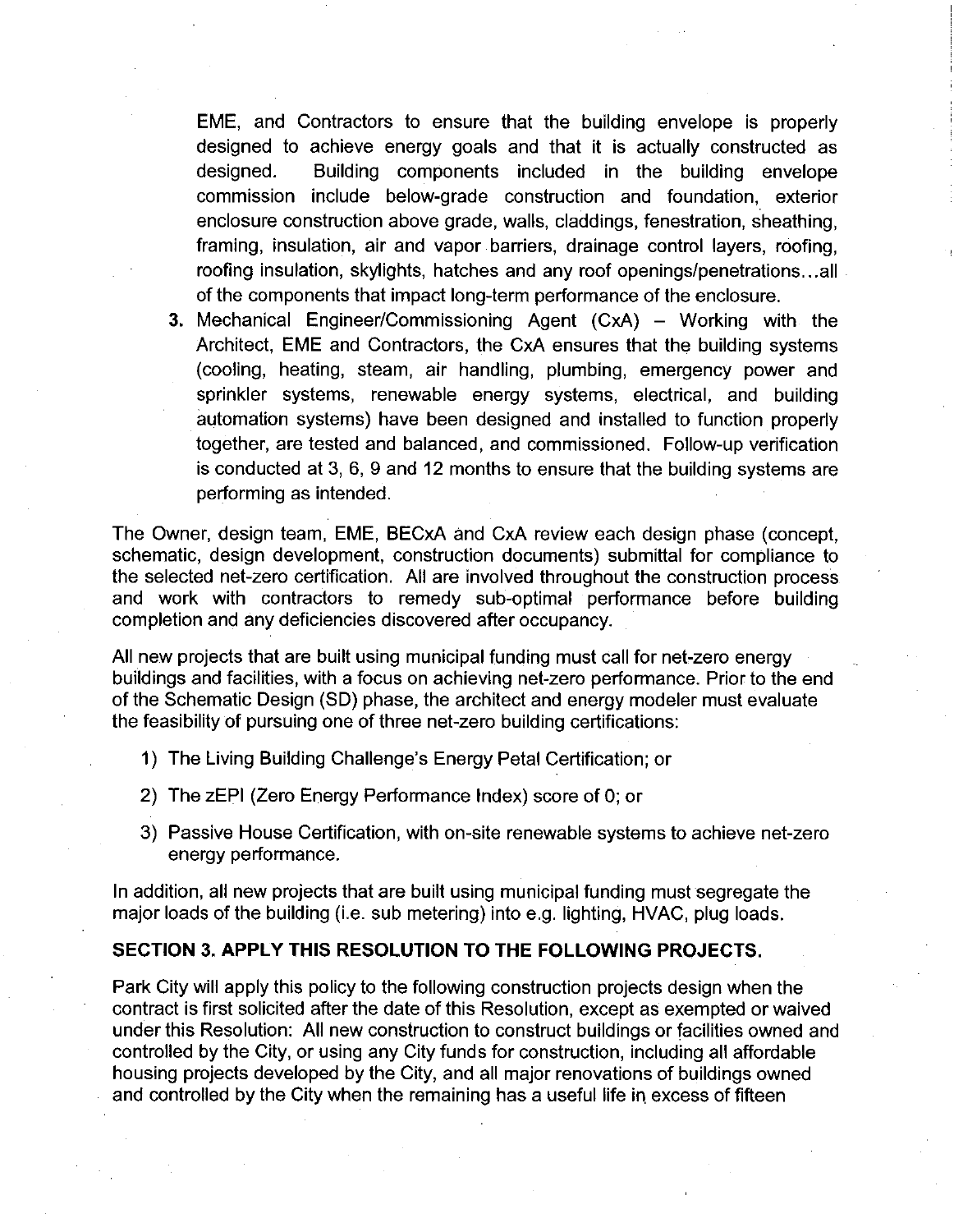EME, and Contractors to ensure that the building envelope is properly designed to achieve energy goals and that it is actually constructed as designed. Building components included in the building envelope commission include below-grade construction and foundation, exterior enclosure construction above grade, walls, claddings, fenestration, sheathing, framing, insulation, air and vapor barriers, drainage control layers, roofing, roofing insulation, skylights, hatches and any roof openings/penetrations…all of the components that impact long-term performance of the enclosure.

3. Mechanical Engineer/Commissioning Agent (CxA) – Working with the Architect, EME and Contractors, the CxA ensures that the building systems (cooling, heating, steam, air handling, plumbing, emergency power and sprinkler systems, renewable energy systems, electrical, and building automation systems) have been designed and installed to function properly together, are tested and balanced, and commissioned. Follow-up verification is conducted at 3, 6, 9 and 12 months to ensure that the building systems are performing as intended.

The Owner, design team, EME, BECxA and CxA review each design phase (concept, schematic, design development, construction documents) submittal for compliance to the selected net-zero certification. All are involved throughout the construction process and work with contractors to remedy sub-optimal performance before building completion and any deficiencies discovered after occupancy.

All new projects that are built using municipal funding must call for net-zero energy buildings and facilities, with a focus on achieving net-zero performance. Prior to the end of the Schematic Design (SD) phase, the architect and energy modeler must evaluate the feasibility of pursuing one of three net-zero building certifications:

1) The Living Building Challenge's Energy Petal Certification; or

2) The zEPI (Zero Energy Performance Index) score of 0; or

3) Passive House Certification, with on-site renewable systems to achieve net-zero energy performance.

In addition, all new projects that are built using municipal funding must segregate the major loads of the building (i.e. sub metering) into e.g. lighting, HVAC, plug loads.

## SECTION 3. APPLY THIS RESOLUTION TO THE FOLLOWING PROJECTS.

Park City will apply this policy to the following construction projects design when the contract is first solicited after the date of this Resolution, except as exempted or waived under this Resolution: All new construction to construct buildings or facilities owned and controlled by the City, or using any City funds for construction, including all affordable housing projects developed by the City, and all major renovations of buildings owned and controlled by the City when the remaining has a useful life in excess of fifteen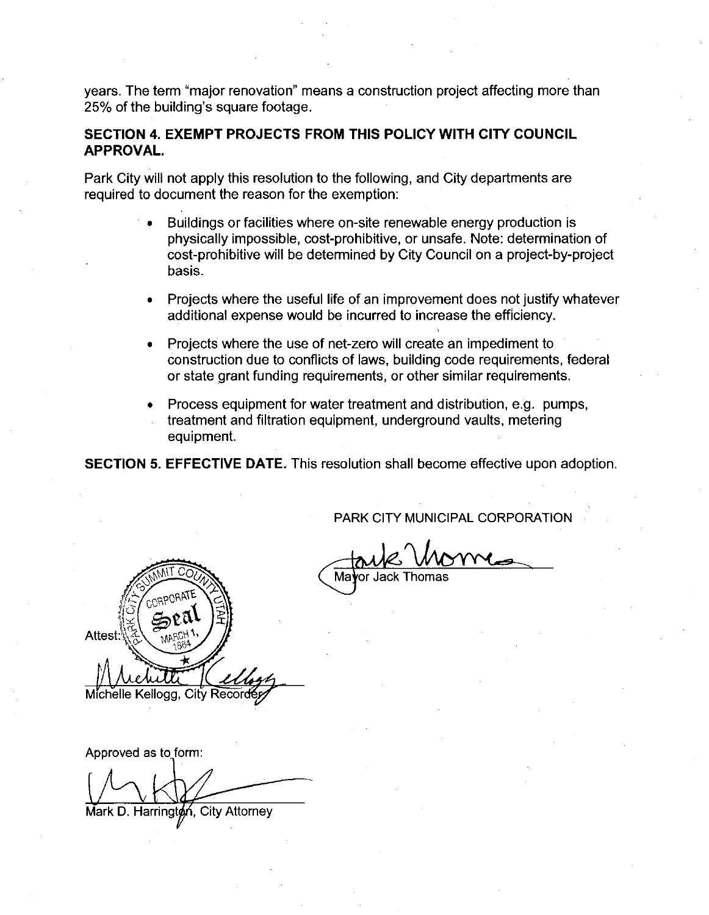years. The term "major renovation" means a construction project affecting more than 25% of the building's square footage.

**SECTION 4. EXEMPT PROJECTS FROM THIS POLICY WITH CITY COUNCIL APPROVAL.**

Park City will not apply this resolution to the following, and City departments are required to document the reason for the exemption:

- Buildings or facilities where on-site renewable energy production is physically impossible, cost-prohibitive, or unsafe. Note: determination of cost-prohibitive will be determined by City Council on a project-by-project basis.
- Projects where the useful life of an improvement does not justify whatever additional expense would be incurred to increase the efficiency.
- Projects where the use of net-zero will create an impediment to construction due to conflicts of laws, building code requirements, federal or state grant funding requirements, or other similar requirements.
- Process equipment for water treatment and distribution, e.g. pumps, treatment and filtration equipment, underground vaults, metering equipment.

**SECTION 5. EFFECTIVE DATE.** This resolution shall become effective upon adoption.

PARK CITY MUNICIPAL CORPORATION

Mayor Jack Thomas

Attest:

Michelle Kellogg, City Recorder

Approved as to form:

Mark D. Harrington, City Attorney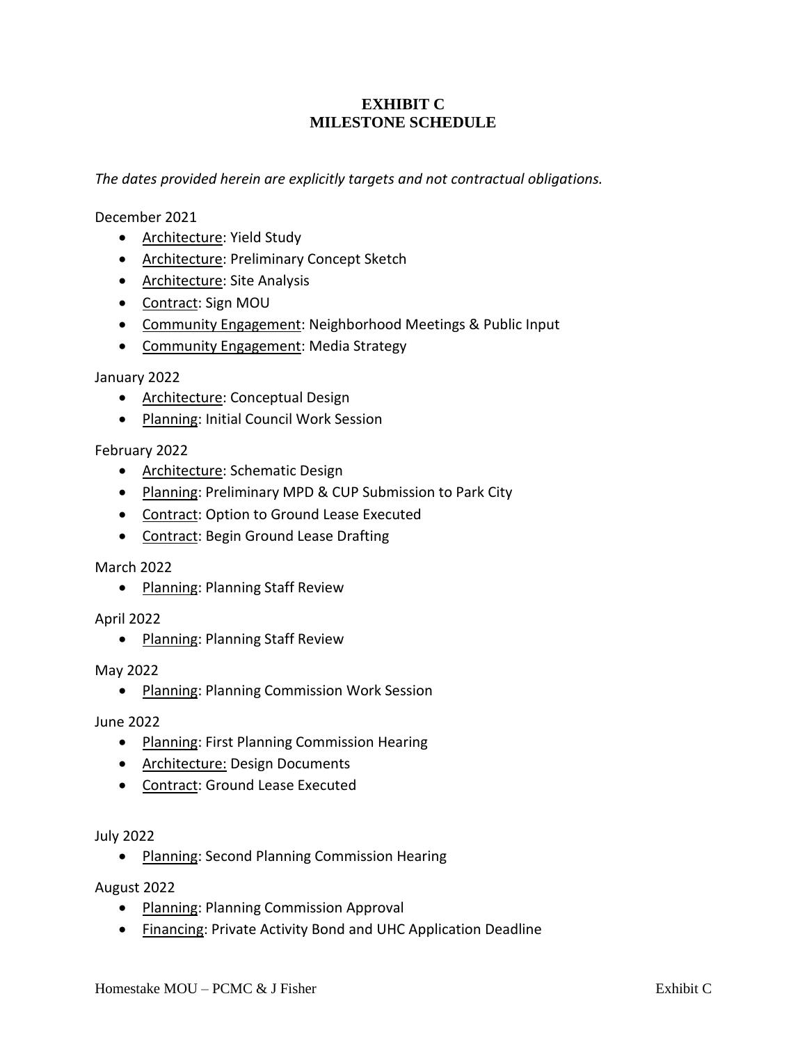# EXHIBIT C
# MILESTONE SCHEDULE

*The dates provided herein are explicitly targets and not contractual obligations.*

December 2021

- Architecture: Yield Study
- Architecture: Preliminary Concept Sketch
- Architecture: Site Analysis
- Contract: Sign MOU
- Community Engagement: Neighborhood Meetings & Public Input
- Community Engagement: Media Strategy

January 2022

- Architecture: Conceptual Design
- Planning: Initial Council Work Session

February 2022

- Architecture: Schematic Design
- Planning: Preliminary MPD & CUP Submission to Park City
- Contract: Option to Ground Lease Executed
- Contract: Begin Ground Lease Drafting

March 2022

- Planning: Planning Staff Review

April 2022

- Planning: Planning Staff Review

May 2022

- Planning: Planning Commission Work Session

June 2022

- Planning: First Planning Commission Hearing
- Architecture: Design Documents
- Contract: Ground Lease Executed

July 2022

- Planning: Second Planning Commission Hearing

August 2022

- Planning: Planning Commission Approval
- Financing: Private Activity Bond and UHC Application Deadline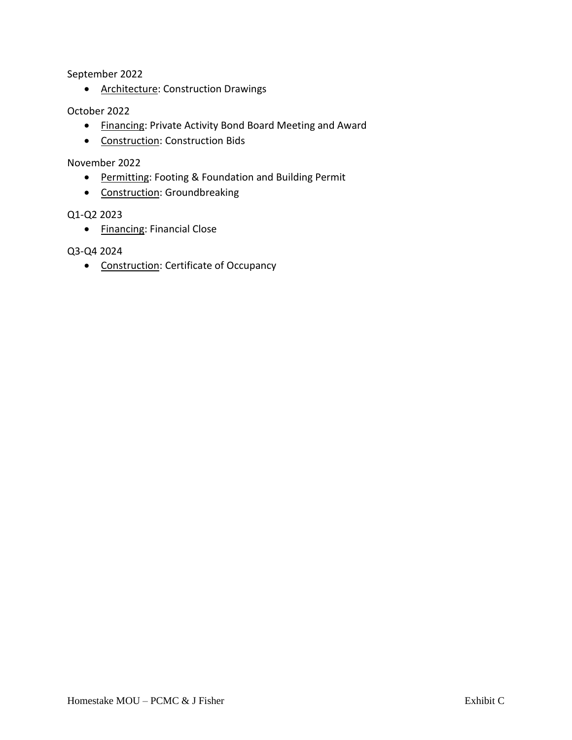September 2022

- Architecture: Construction Drawings

October 2022

- Financing: Private Activity Bond Board Meeting and Award
- Construction: Construction Bids

November 2022

- Permitting: Footing & Foundation and Building Permit
- Construction: Groundbreaking

Q1-Q2 2023

- Financing: Financial Close

Q3-Q4 2024

- Construction: Certificate of Occupancy